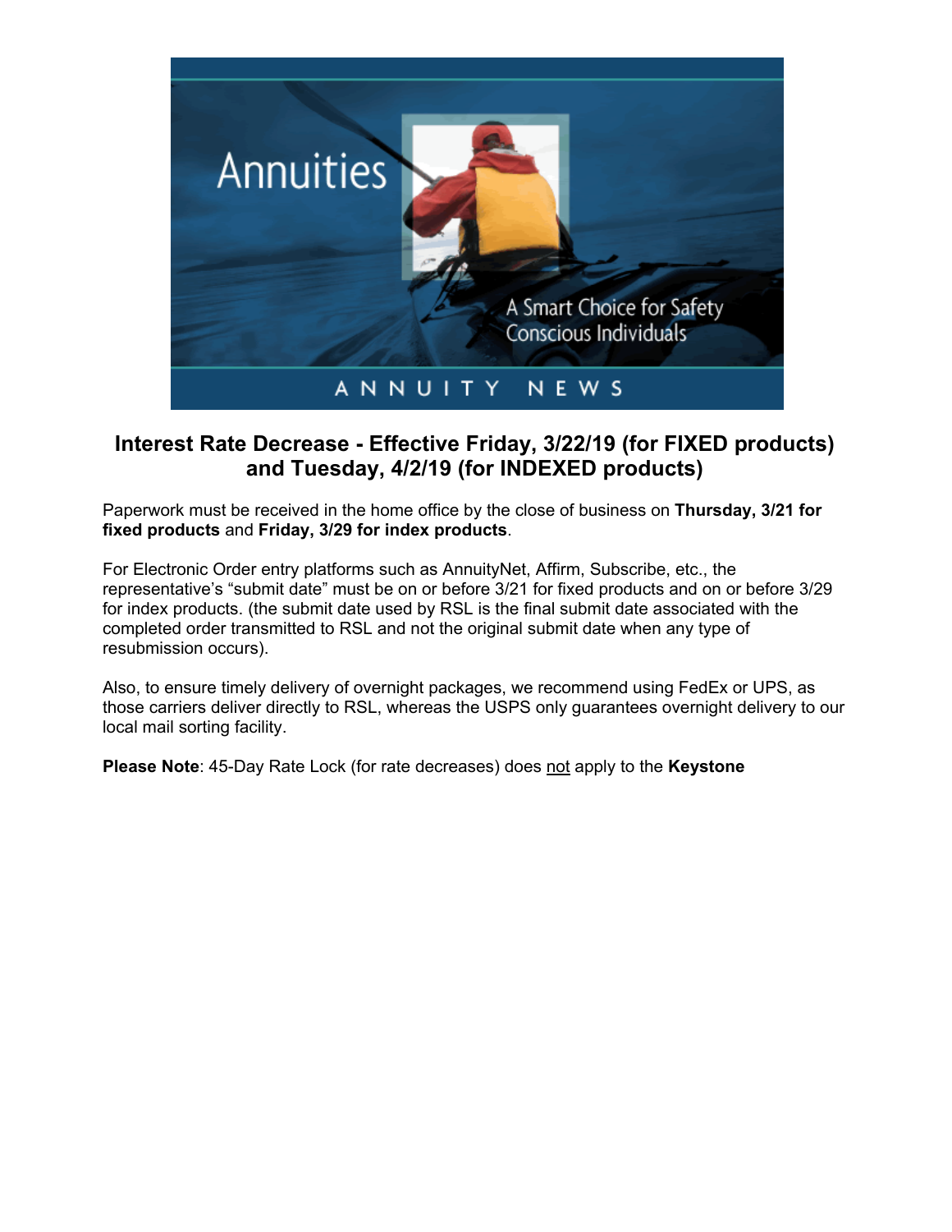## Interest Rate Decrease - Effective Friday, 3/22/19 (for FIXED products) and Tuesday, 4/2/19 (for INDEXED products)

Paperwork must be received in the home office by the close of business on **Thursday, 3/21 for fixed products** and **Friday, 3/29 for index products**.

For Electronic Order entry platforms such as AnnuityNet, Affirm, Subscribe, etc., the representative's "submit date" must be on or before 3/21 for fixed products and on or before 3/29 for index products. (the submit date used by RSL is the final submit date associated with the completed order transmitted to RSL and not the original submit date when any type of resubmission occurs).

Also, to ensure timely delivery of overnight packages, we recommend using FedEx or UPS, as those carriers deliver directly to RSL, whereas the USPS only guarantees overnight delivery to our local mail sorting facility.

**Please Note**: 45-Day Rate Lock (for rate decreases) does <u>not</u> apply to the **Keystone**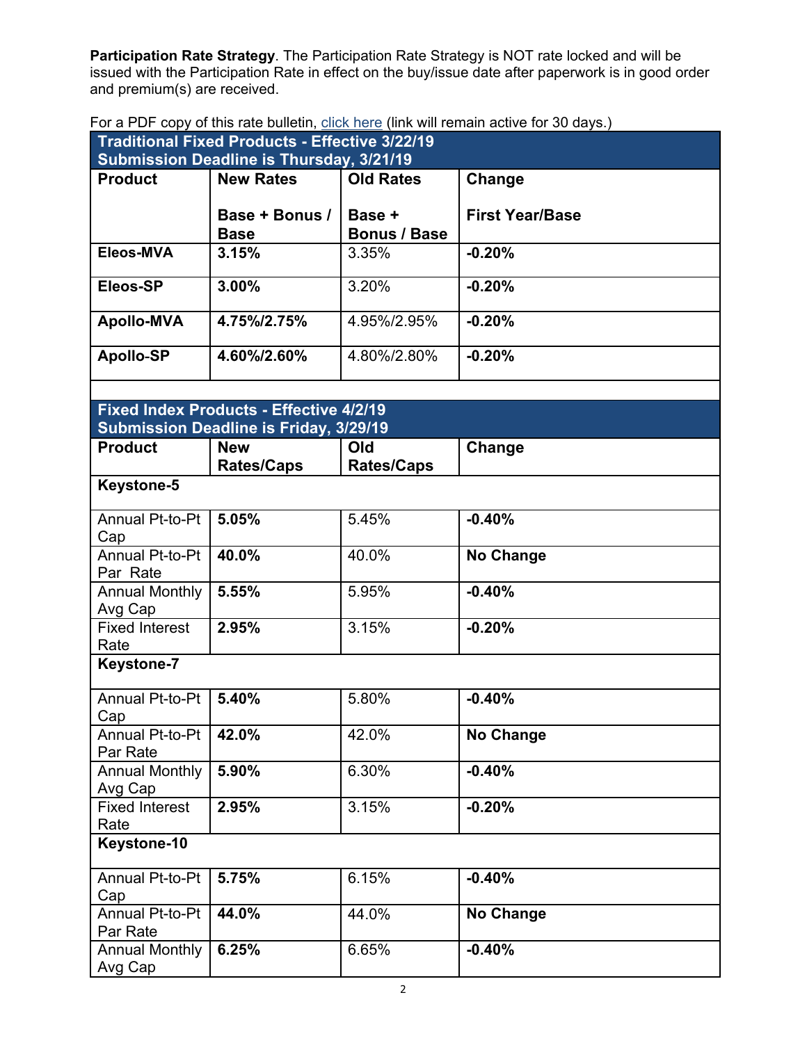**Participation Rate Strategy**. The Participation Rate Strategy is NOT rate locked and will be issued with the Participation Rate in effect on the buy/issue date after paperwork is in good order and premium(s) are received.

For a PDF copy of this rate bulletin, [click here](#) (link will remain active for 30 days.)

| **Traditional Fixed Products - Effective 3/22/19 Submission Deadline is Thursday, 3/21/19** | | | |
|---|---|---|---|
| **Product** | **New Rates**<br><br>**Base + Bonus / Base** | **Old Rates**<br><br>**Base + Bonus / Base** | **Change**<br><br>**First Year/Base** |
| **Eleos-MVA** | **3.15%** | 3.35% | **-0.20%** |
| **Eleos-SP** | **3.00%** | 3.20% | **-0.20%** |
| **Apollo-MVA** | **4.75%/2.75%** | 4.95%/2.95% | **-0.20%** |
| **Apollo-SP** | **4.60%/2.60%** | 4.80%/2.80% | **-0.20%** |

| **Fixed Index Products - Effective 4/2/19 Submission Deadline is Friday, 3/29/19** | | | |
|---|---|---|---|
| **Product** | **New Rates/Caps** | **Old Rates/Caps** | **Change** |
| **Keystone-5** | | | |
| Annual Pt-to-Pt Cap | **5.05%** | 5.45% | **-0.40%** |
| Annual Pt-to-Pt Par Rate | **40.0%** | 40.0% | **No Change** |
| Annual Monthly Avg Cap | **5.55%** | 5.95% | **-0.40%** |
| Fixed Interest Rate | **2.95%** | 3.15% | **-0.20%** |
| **Keystone-7** | | | |
| Annual Pt-to-Pt Cap | **5.40%** | 5.80% | **-0.40%** |
| Annual Pt-to-Pt Par Rate | **42.0%** | 42.0% | **No Change** |
| Annual Monthly Avg Cap | **5.90%** | 6.30% | **-0.40%** |
| Fixed Interest Rate | **2.95%** | 3.15% | **-0.20%** |
| **Keystone-10** | | | |
| Annual Pt-to-Pt Cap | **5.75%** | 6.15% | **-0.40%** |
| Annual Pt-to-Pt Par Rate | **44.0%** | 44.0% | **No Change** |
| Annual Monthly Avg Cap | **6.25%** | 6.65% | **-0.40%** |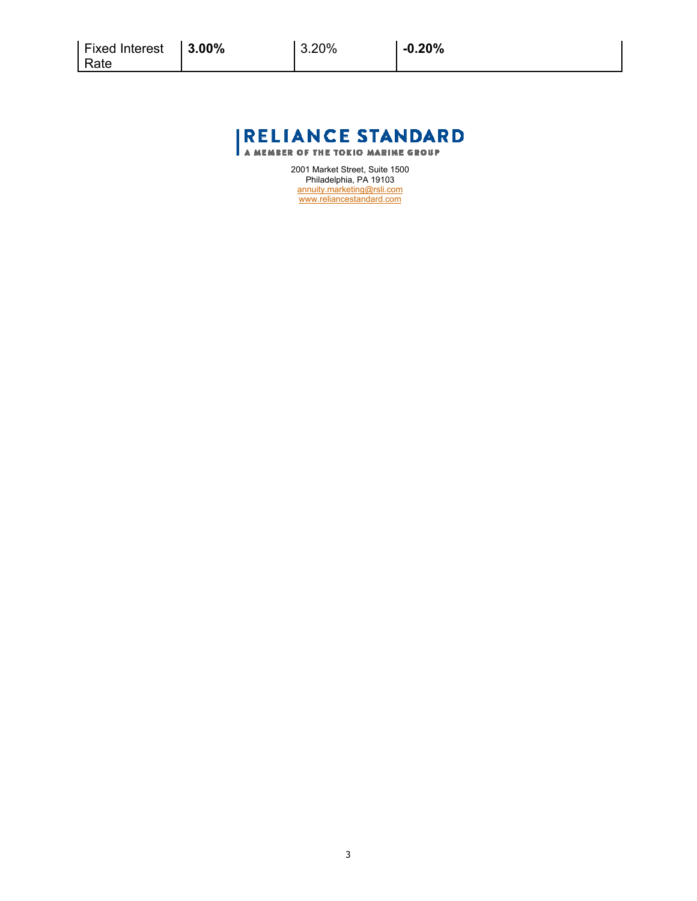| | | | |
|---|---|---|---|
| Fixed Interest Rate | **3.00%** | 3.20% | **-0.20%** |

**RELIANCE STANDARD**
A MEMBER OF THE TOKIO MARINE GROUP

2001 Market Street, Suite 1500
Philadelphia, PA 19103
annuity.marketing@rsli.com
www.reliancestandard.com